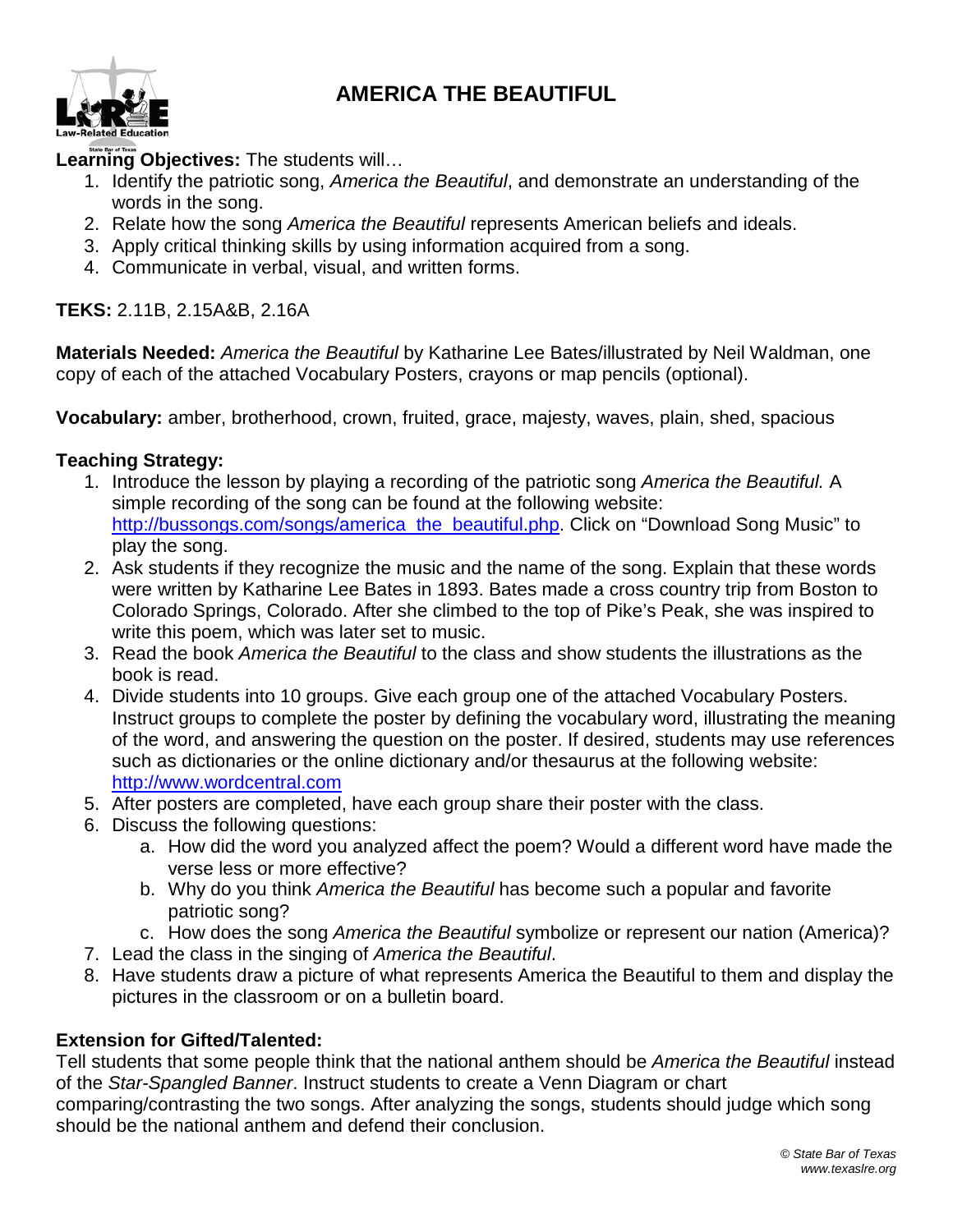# AMERICA THE BEAUTIFUL

**Learning Objectives:** The students will…

1. Identify the patriotic song, *America the Beautiful*, and demonstrate an understanding of the words in the song.
2. Relate how the song *America the Beautiful* represents American beliefs and ideals.
3. Apply critical thinking skills by using information acquired from a song.
4. Communicate in verbal, visual, and written forms.

**TEKS:** 2.11B, 2.15A&B, 2.16A

**Materials Needed:** *America the Beautiful* by Katharine Lee Bates/illustrated by Neil Waldman, one copy of each of the attached Vocabulary Posters, crayons or map pencils (optional).

**Vocabulary:** amber, brotherhood, crown, fruited, grace, majesty, waves, plain, shed, spacious

**Teaching Strategy:**

1. Introduce the lesson by playing a recording of the patriotic song *America the Beautiful.* A simple recording of the song can be found at the following website: http://bussongs.com/songs/america_the_beautiful.php. Click on "Download Song Music" to play the song.
2. Ask students if they recognize the music and the name of the song. Explain that these words were written by Katharine Lee Bates in 1893. Bates made a cross country trip from Boston to Colorado Springs, Colorado. After she climbed to the top of Pike's Peak, she was inspired to write this poem, which was later set to music.
3. Read the book *America the Beautiful* to the class and show students the illustrations as the book is read.
4. Divide students into 10 groups. Give each group one of the attached Vocabulary Posters. Instruct groups to complete the poster by defining the vocabulary word, illustrating the meaning of the word, and answering the question on the poster. If desired, students may use references such as dictionaries or the online dictionary and/or thesaurus at the following website: http://www.wordcentral.com
5. After posters are completed, have each group share their poster with the class.
6. Discuss the following questions:
   a. How did the word you analyzed affect the poem? Would a different word have made the verse less or more effective?
   b. Why do you think *America the Beautiful* has become such a popular and favorite patriotic song?
   c. How does the song *America the Beautiful* symbolize or represent our nation (America)?
7. Lead the class in the singing of *America the Beautiful*.
8. Have students draw a picture of what represents America the Beautiful to them and display the pictures in the classroom or on a bulletin board.

**Extension for Gifted/Talented:**

Tell students that some people think that the national anthem should be *America the Beautiful* instead of the *Star-Spangled Banner*. Instruct students to create a Venn Diagram or chart comparing/contrasting the two songs. After analyzing the songs, students should judge which song should be the national anthem and defend their conclusion.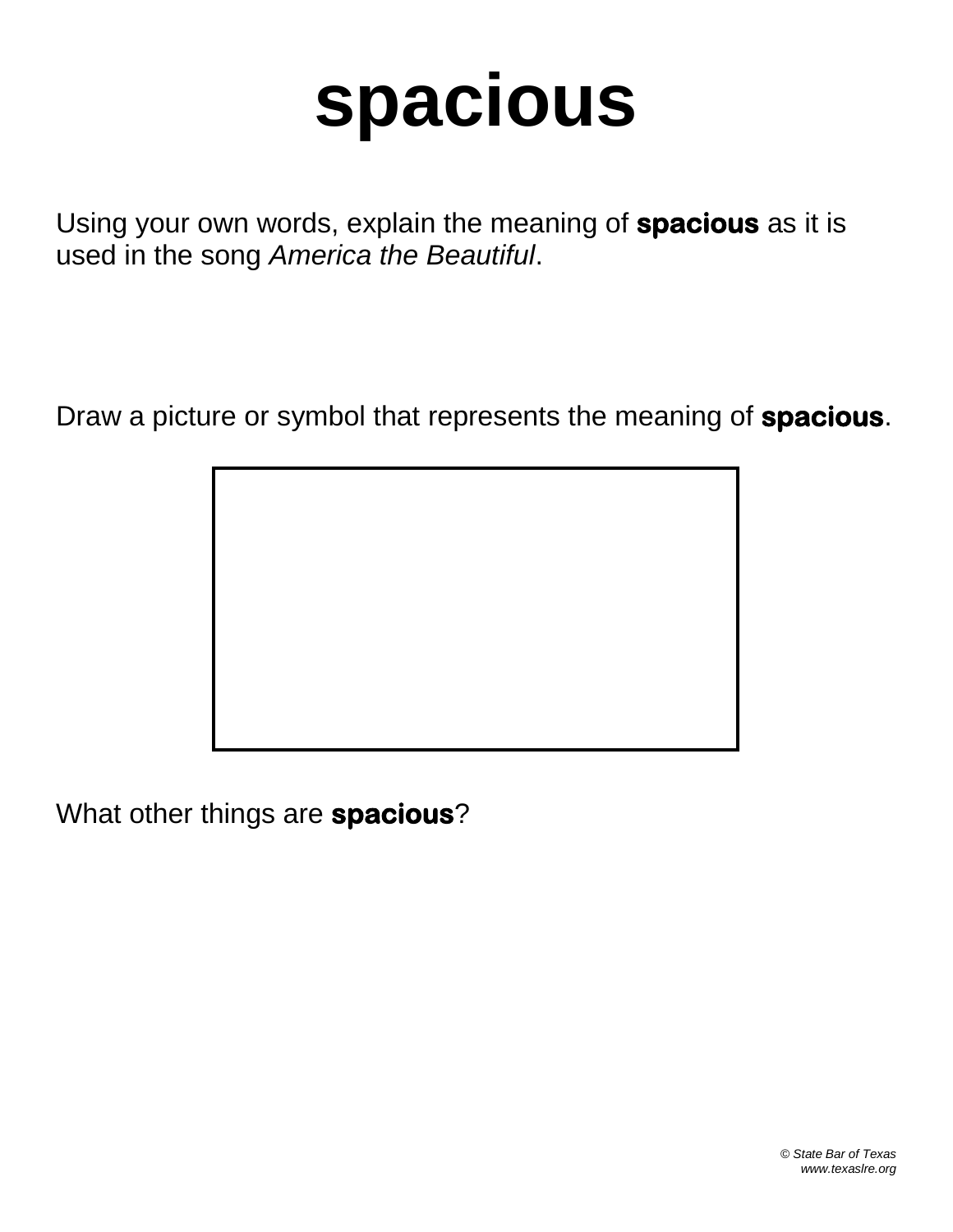# spacious

Using your own words, explain the meaning of **spacious** as it is used in the song *America the Beautiful*.

Draw a picture or symbol that represents the meaning of **spacious**.

What other things are **spacious**?

*© State Bar of Texas*
*www.texaslre.org*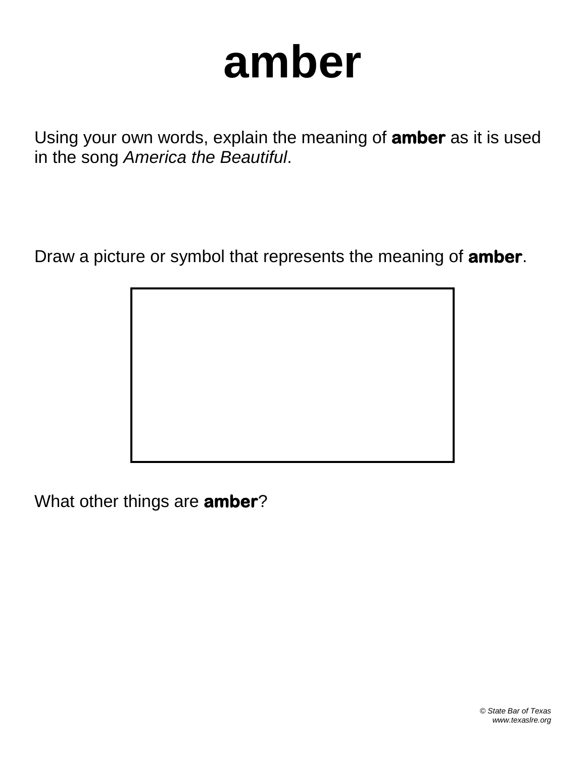# amber

Using your own words, explain the meaning of **amber** as it is used in the song *America the Beautiful*.

Draw a picture or symbol that represents the meaning of **amber**.

What other things are **amber**?

*© State Bar of Texas*
*www.texaslre.org*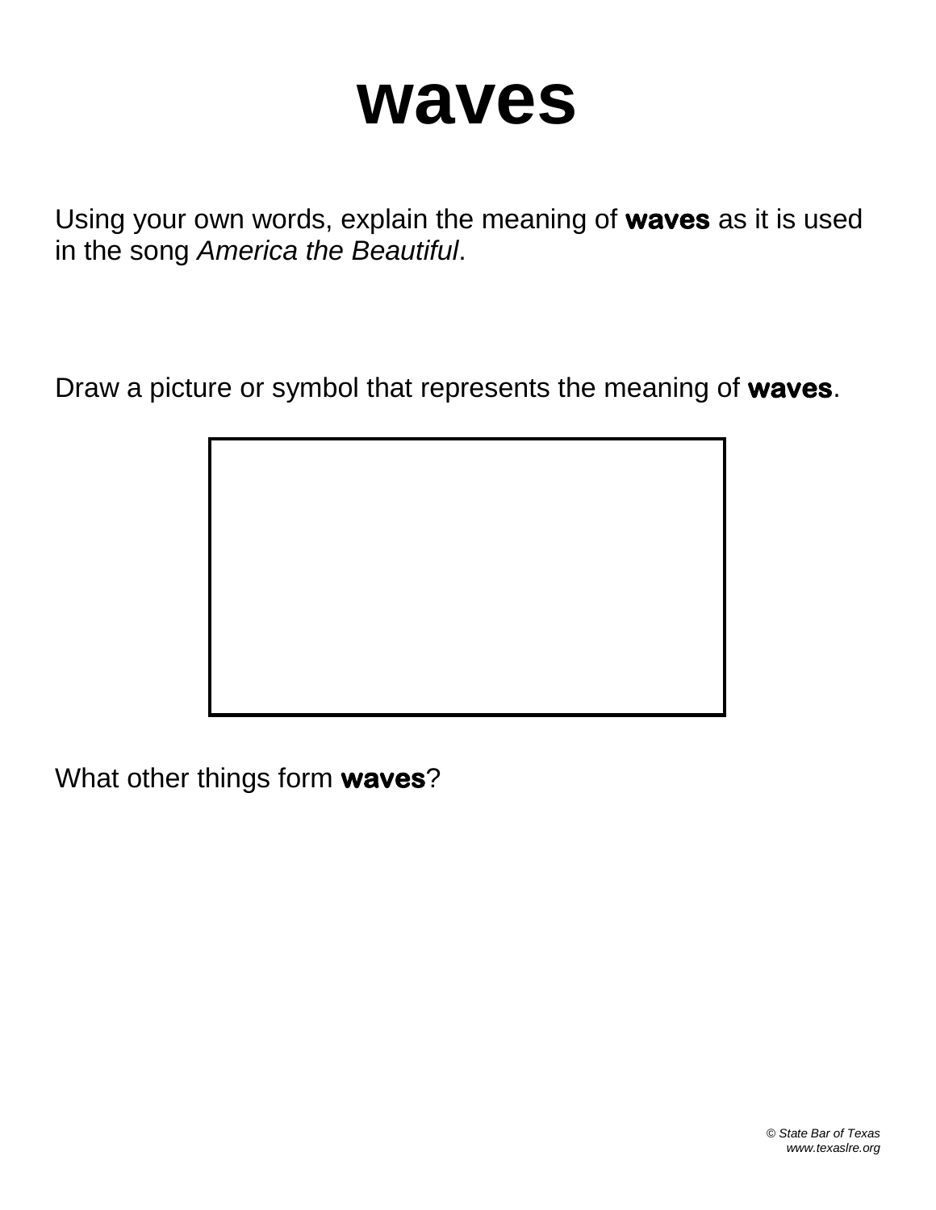# waves

Using your own words, explain the meaning of **waves** as it is used in the song *America the Beautiful*.

Draw a picture or symbol that represents the meaning of **waves**.

What other things form **waves**?

*© State Bar of Texas*
*www.texaslre.org*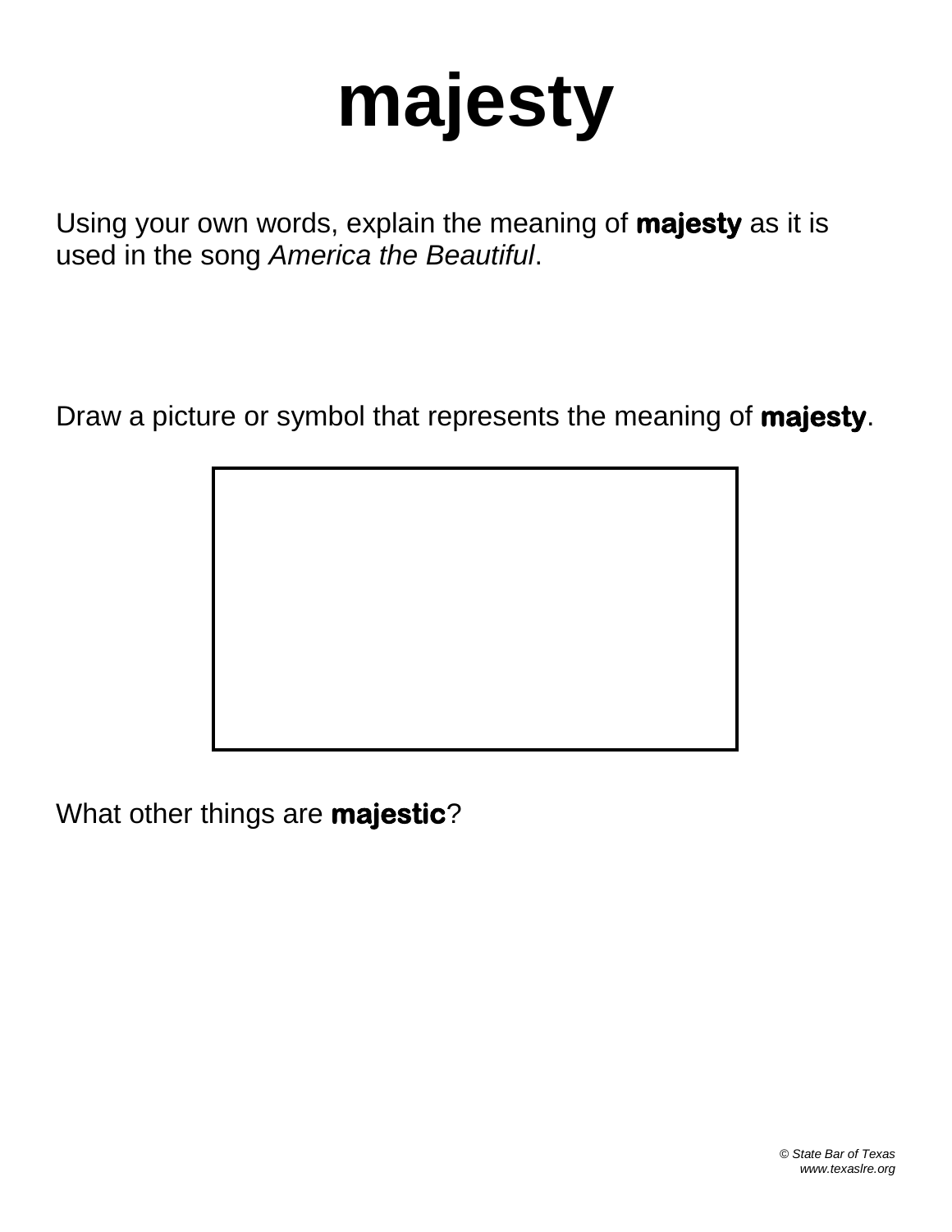# majesty

Using your own words, explain the meaning of **majesty** as it is used in the song *America the Beautiful*.

Draw a picture or symbol that represents the meaning of **majesty**.

What other things are **majestic**?

*© State Bar of Texas*
*www.texaslre.org*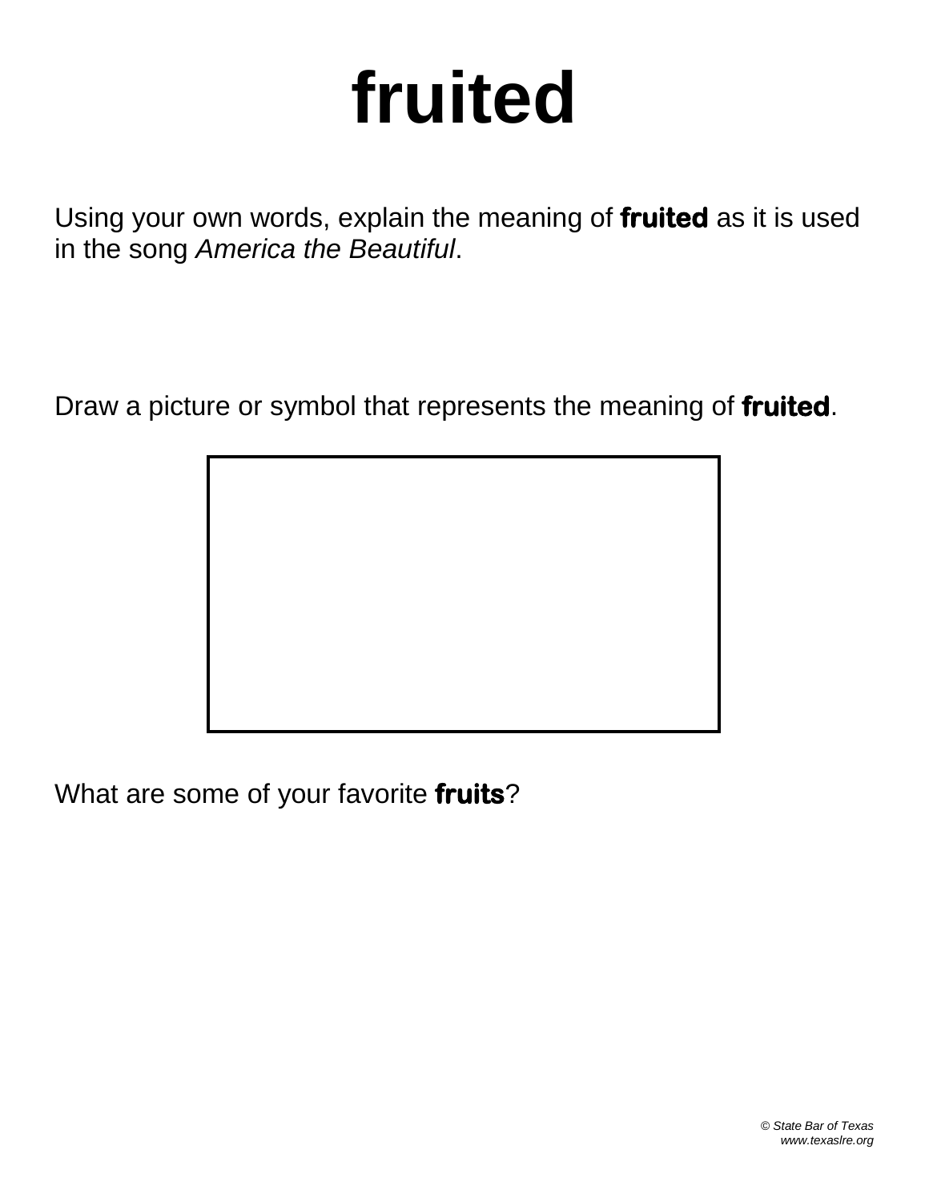# fruited

Using your own words, explain the meaning of **fruited** as it is used in the song *America the Beautiful*.

Draw a picture or symbol that represents the meaning of **fruited**.

What are some of your favorite **fruits**?

*© State Bar of Texas*
*www.texaslre.org*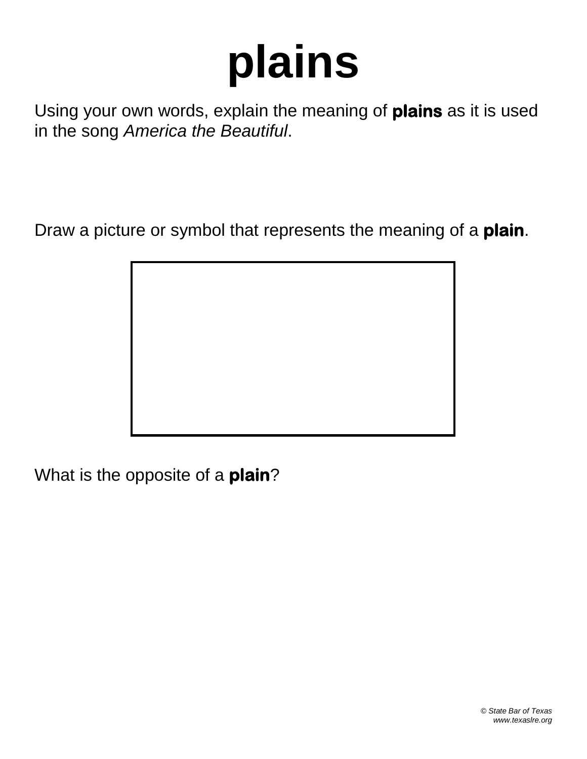# plains

Using your own words, explain the meaning of **plains** as it is used in the song *America the Beautiful*.

Draw a picture or symbol that represents the meaning of a **plain**.

What is the opposite of a **plain**?

*© State Bar of Texas*
*www.texaslre.org*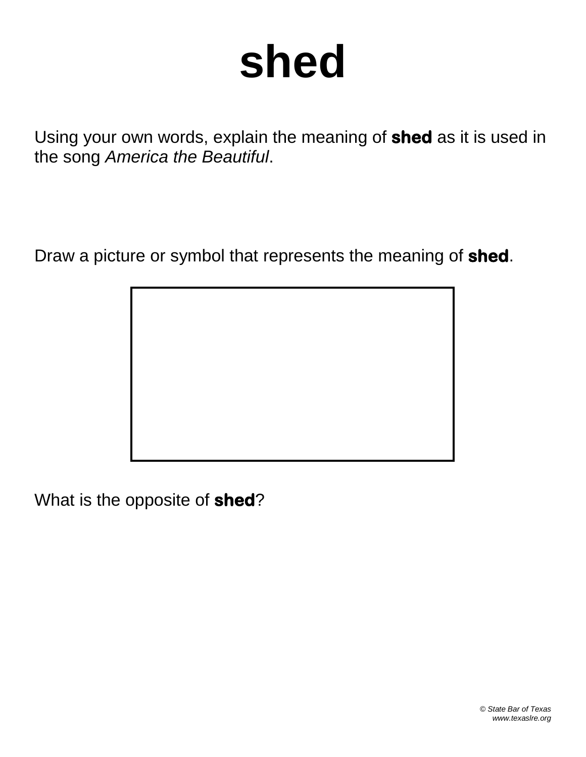# shed

Using your own words, explain the meaning of **shed** as it is used in the song *America the Beautiful*.

Draw a picture or symbol that represents the meaning of **shed**.

What is the opposite of **shed**?

*© State Bar of Texas*
*www.texaslre.org*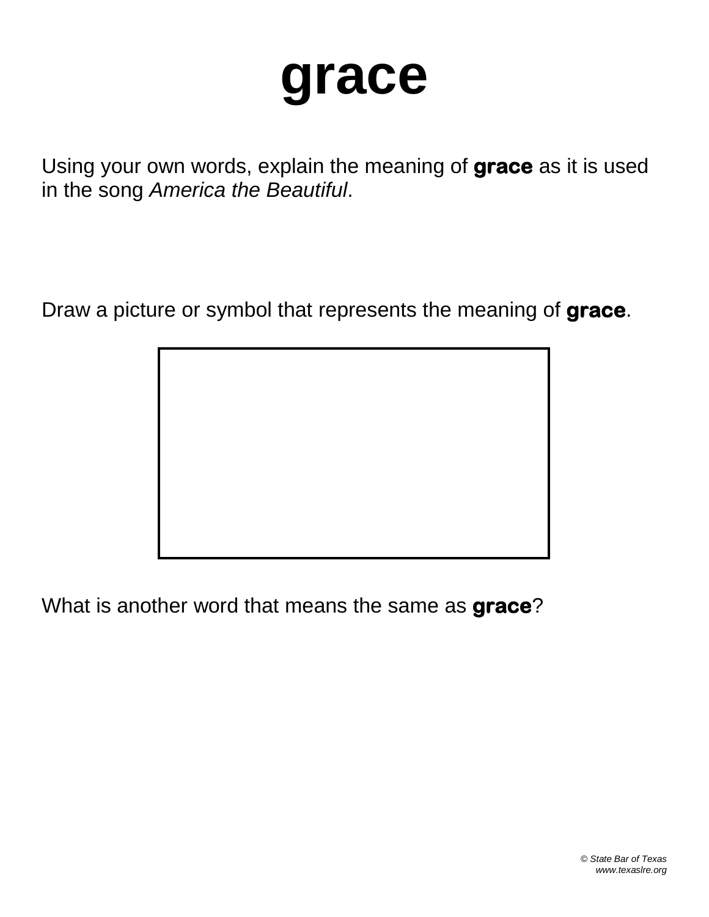# grace

Using your own words, explain the meaning of **grace** as it is used in the song *America the Beautiful*.

Draw a picture or symbol that represents the meaning of **grace**.

What is another word that means the same as **grace**?

*© State Bar of Texas*
*www.texaslre.org*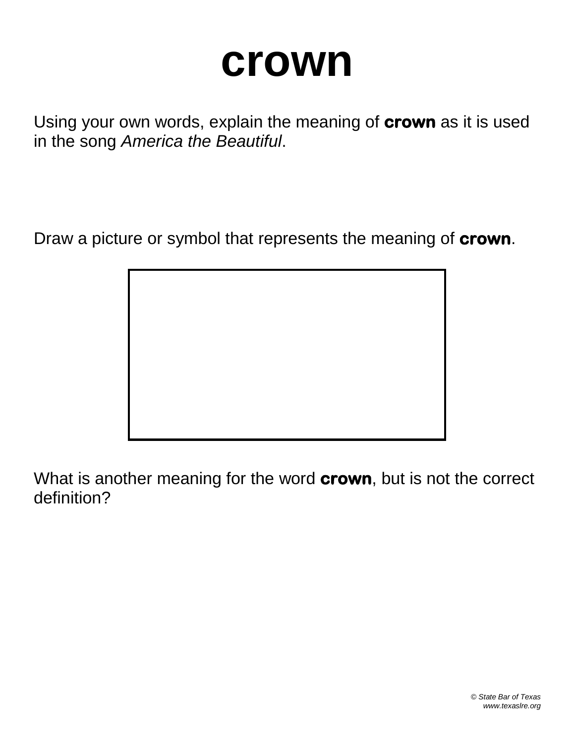# crown

Using your own words, explain the meaning of **crown** as it is used in the song *America the Beautiful*.

Draw a picture or symbol that represents the meaning of **crown**.

What is another meaning for the word **crown**, but is not the correct definition?

*© State Bar of Texas*
*www.texaslre.org*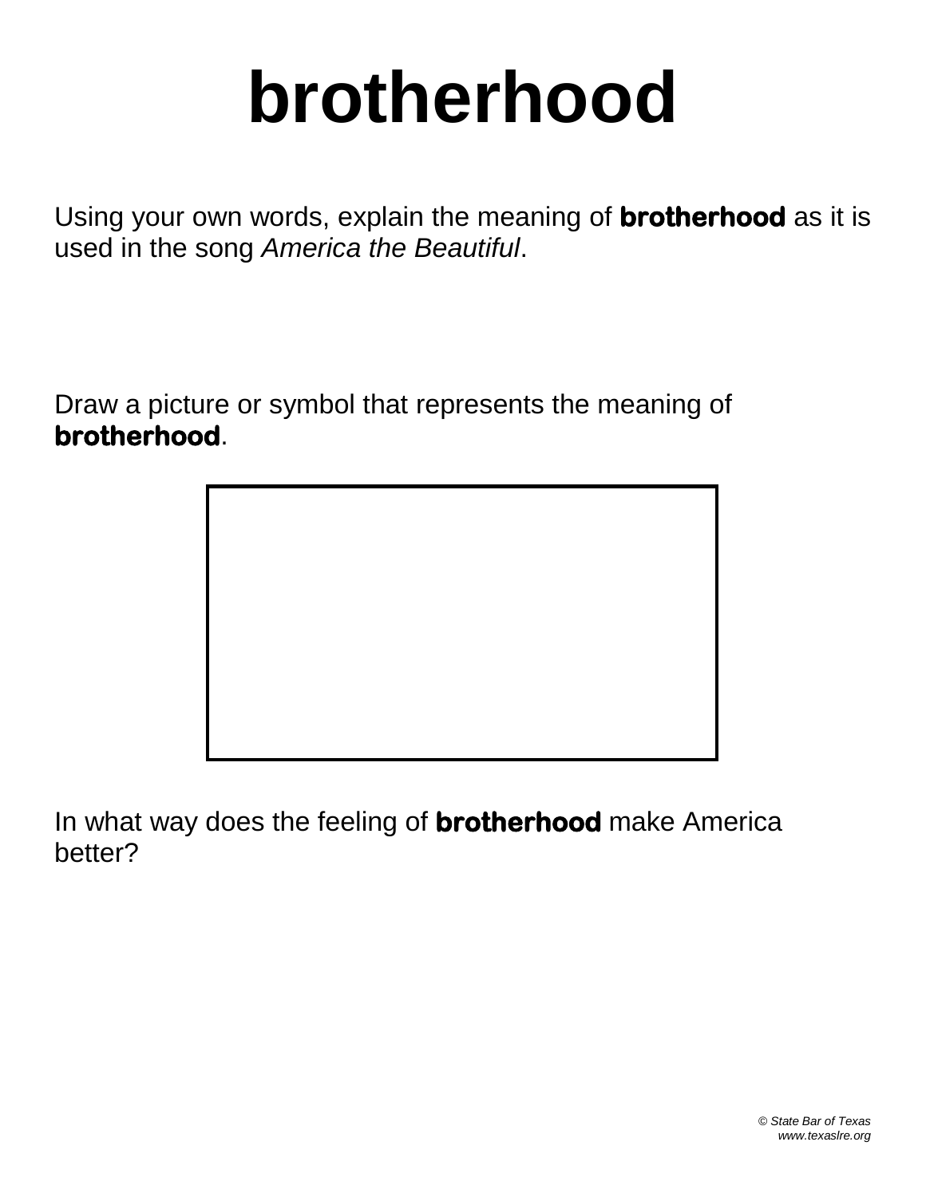# brotherhood

Using your own words, explain the meaning of **brotherhood** as it is used in the song *America the Beautiful*.

Draw a picture or symbol that represents the meaning of **brotherhood**.

In what way does the feeling of **brotherhood** make America better?

*© State Bar of Texas*
*www.texaslre.org*